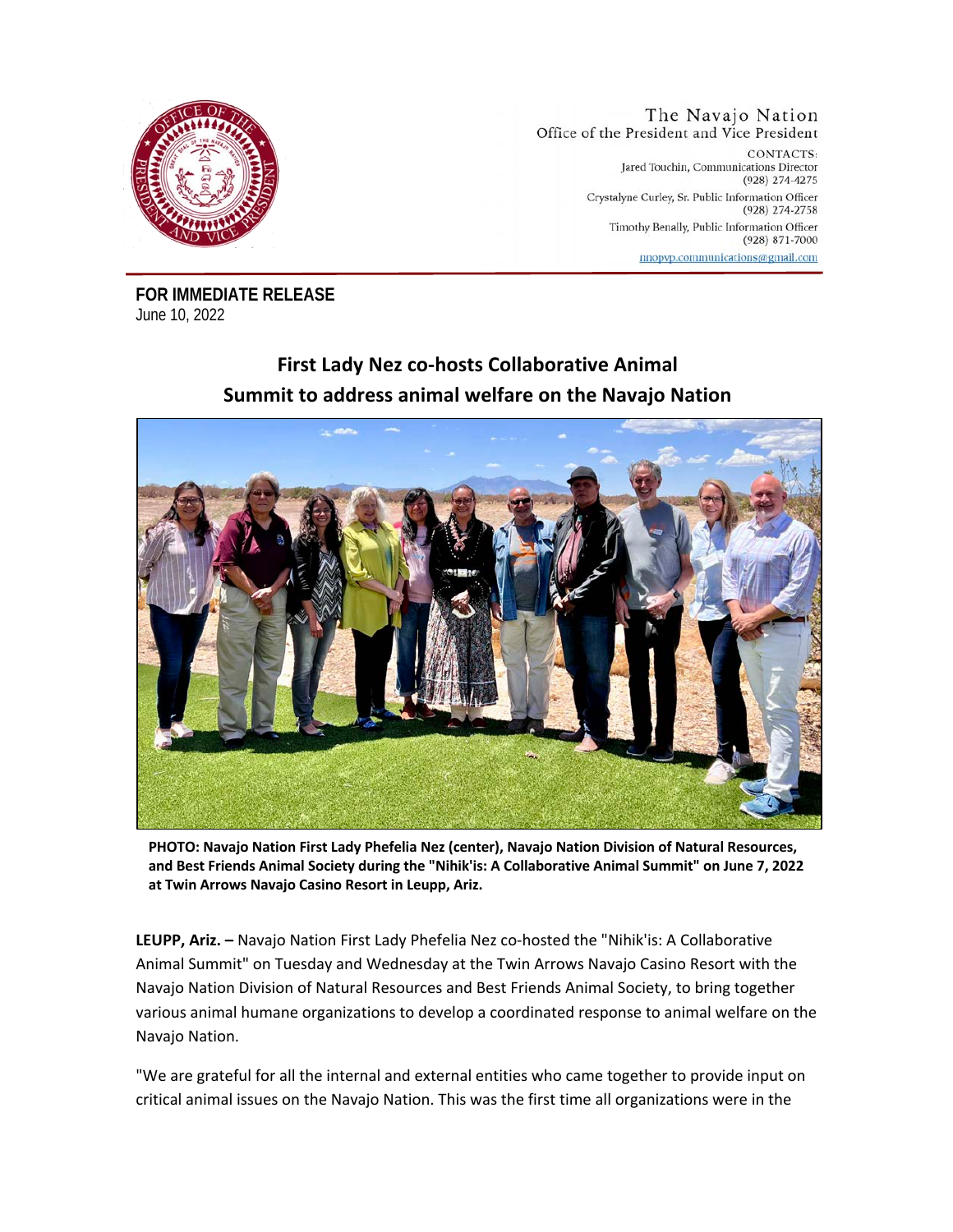The Navajo Nation
Office of the President and Vice President

CONTACTS:
Jared Touchin, Communications Director
(928) 274-4275

Crystalyne Curley, Sr. Public Information Officer
(928) 274-2758

Timothy Benally, Public Information Officer
(928) 871-7000

nnopvp.communications@gmail.com

**FOR IMMEDIATE RELEASE**
June 10, 2022

# First Lady Nez co-hosts Collaborative Animal Summit to address animal welfare on the Navajo Nation

**PHOTO: Navajo Nation First Lady Phefelia Nez (center), Navajo Nation Division of Natural Resources, and Best Friends Animal Society during the "Nihik'is: A Collaborative Animal Summit" on June 7, 2022 at Twin Arrows Navajo Casino Resort in Leupp, Ariz.**

**LEUPP, Ariz. –** Navajo Nation First Lady Phefelia Nez co-hosted the "Nihik'is: A Collaborative Animal Summit" on Tuesday and Wednesday at the Twin Arrows Navajo Casino Resort with the Navajo Nation Division of Natural Resources and Best Friends Animal Society, to bring together various animal humane organizations to develop a coordinated response to animal welfare on the Navajo Nation.

"We are grateful for all the internal and external entities who came together to provide input on critical animal issues on the Navajo Nation. This was the first time all organizations were in the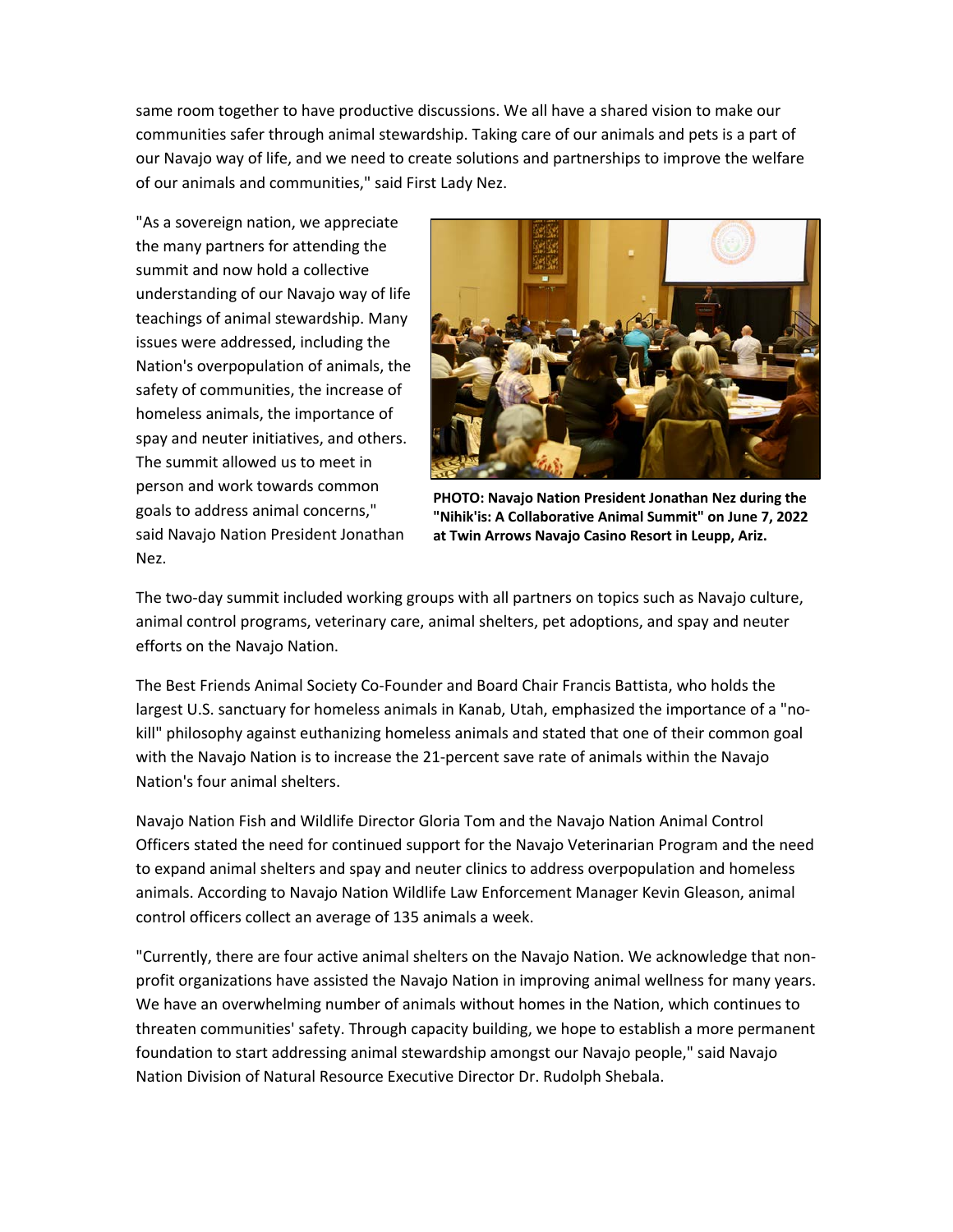same room together to have productive discussions. We all have a shared vision to make our communities safer through animal stewardship. Taking care of our animals and pets is a part of our Navajo way of life, and we need to create solutions and partnerships to improve the welfare of our animals and communities," said First Lady Nez.

"As a sovereign nation, we appreciate the many partners for attending the summit and now hold a collective understanding of our Navajo way of life teachings of animal stewardship. Many issues were addressed, including the Nation's overpopulation of animals, the safety of communities, the increase of homeless animals, the importance of spay and neuter initiatives, and others. The summit allowed us to meet in person and work towards common goals to address animal concerns," said Navajo Nation President Jonathan Nez.

**PHOTO: Navajo Nation President Jonathan Nez during the "Nihik'is: A Collaborative Animal Summit" on June 7, 2022 at Twin Arrows Navajo Casino Resort in Leupp, Ariz.**

The two-day summit included working groups with all partners on topics such as Navajo culture, animal control programs, veterinary care, animal shelters, pet adoptions, and spay and neuter efforts on the Navajo Nation.

The Best Friends Animal Society Co-Founder and Board Chair Francis Battista, who holds the largest U.S. sanctuary for homeless animals in Kanab, Utah, emphasized the importance of a "no-kill" philosophy against euthanizing homeless animals and stated that one of their common goal with the Navajo Nation is to increase the 21-percent save rate of animals within the Navajo Nation's four animal shelters.

Navajo Nation Fish and Wildlife Director Gloria Tom and the Navajo Nation Animal Control Officers stated the need for continued support for the Navajo Veterinarian Program and the need to expand animal shelters and spay and neuter clinics to address overpopulation and homeless animals. According to Navajo Nation Wildlife Law Enforcement Manager Kevin Gleason, animal control officers collect an average of 135 animals a week.

"Currently, there are four active animal shelters on the Navajo Nation. We acknowledge that non-profit organizations have assisted the Navajo Nation in improving animal wellness for many years. We have an overwhelming number of animals without homes in the Nation, which continues to threaten communities' safety. Through capacity building, we hope to establish a more permanent foundation to start addressing animal stewardship amongst our Navajo people," said Navajo Nation Division of Natural Resource Executive Director Dr. Rudolph Shebala.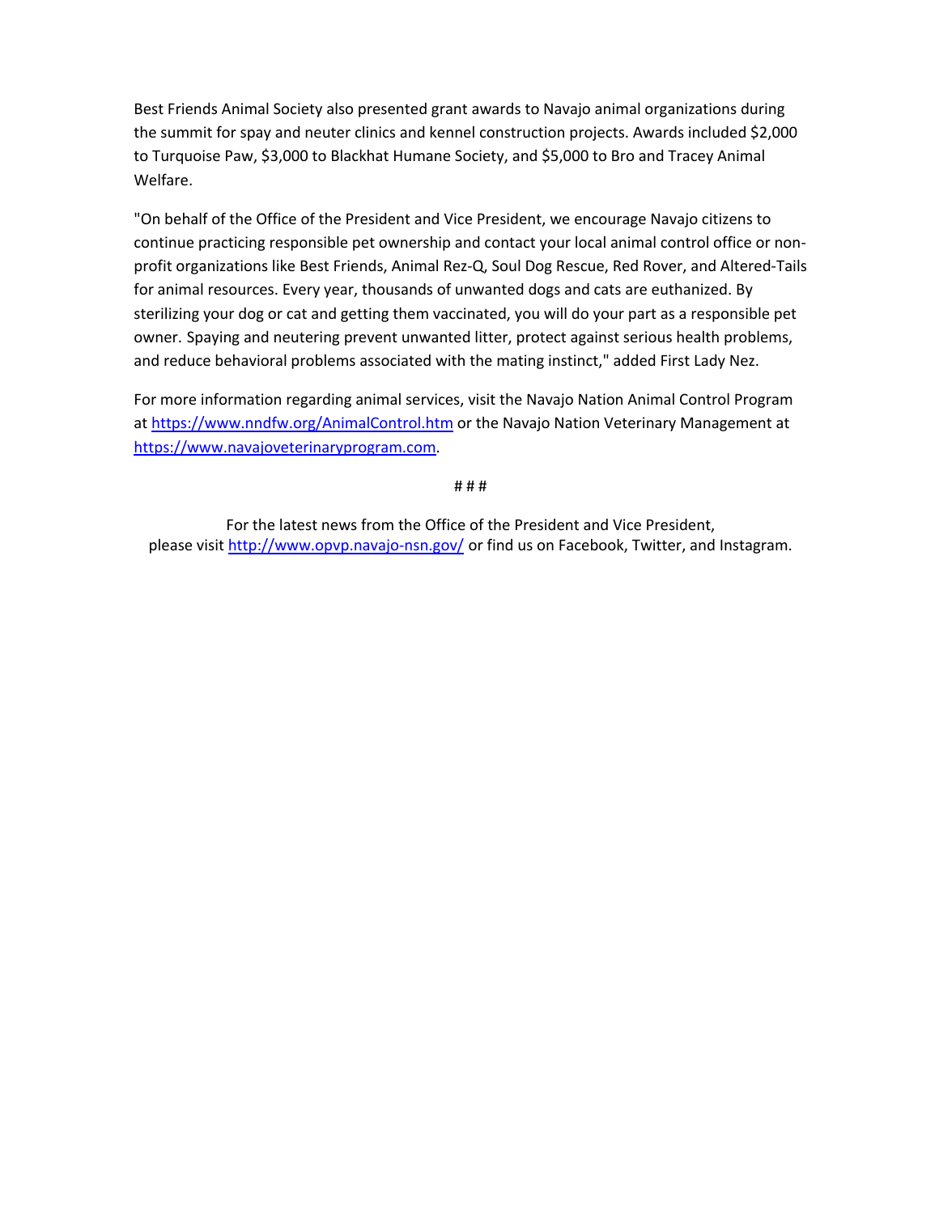Best Friends Animal Society also presented grant awards to Navajo animal organizations during the summit for spay and neuter clinics and kennel construction projects. Awards included $2,000 to Turquoise Paw, $3,000 to Blackhat Humane Society, and $5,000 to Bro and Tracey Animal Welfare.

"On behalf of the Office of the President and Vice President, we encourage Navajo citizens to continue practicing responsible pet ownership and contact your local animal control office or non-profit organizations like Best Friends, Animal Rez-Q, Soul Dog Rescue, Red Rover, and Altered-Tails for animal resources. Every year, thousands of unwanted dogs and cats are euthanized. By sterilizing your dog or cat and getting them vaccinated, you will do your part as a responsible pet owner. Spaying and neutering prevent unwanted litter, protect against serious health problems, and reduce behavioral problems associated with the mating instinct," added First Lady Nez.

For more information regarding animal services, visit the Navajo Nation Animal Control Program at https://www.nndfw.org/AnimalControl.htm or the Navajo Nation Veterinary Management at https://www.navajoveterinaryprogram.com.

# # #

For the latest news from the Office of the President and Vice President, please visit http://www.opvp.navajo-nsn.gov/ or find us on Facebook, Twitter, and Instagram.